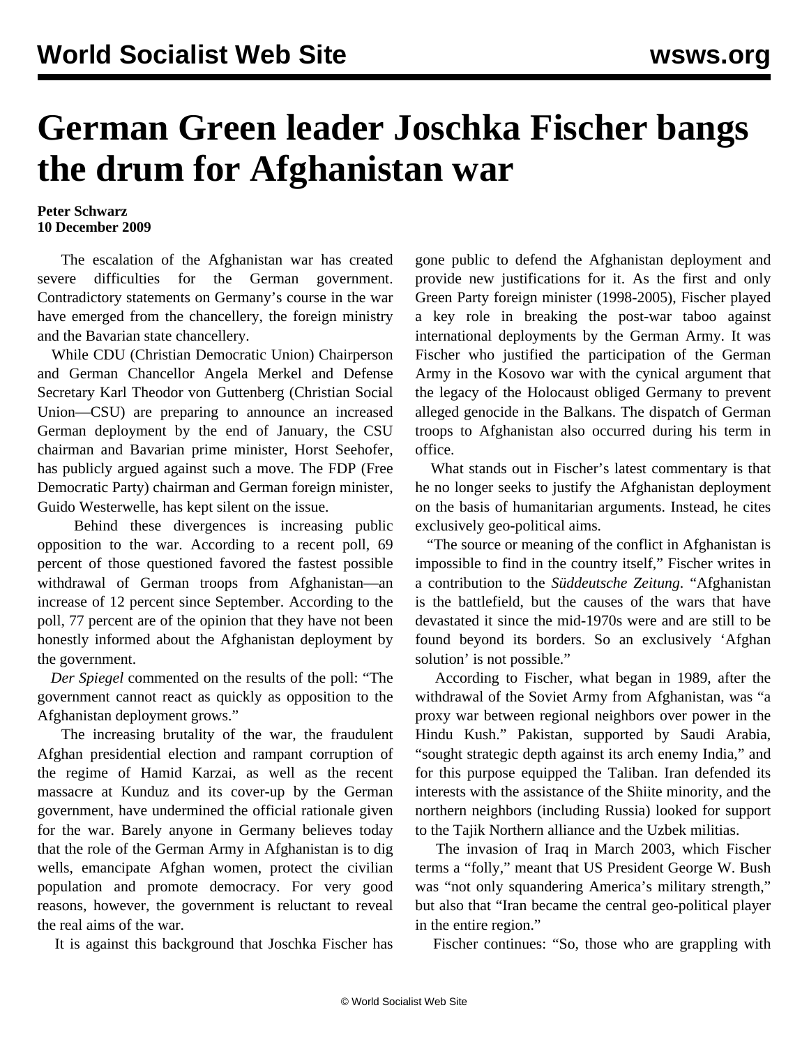# German Green leader Joschka Fischer bangs the drum for Afghanistan war

**Peter Schwarz**
**10 December 2009**

The escalation of the Afghanistan war has created severe difficulties for the German government. Contradictory statements on Germany's course in the war have emerged from the chancellery, the foreign ministry and the Bavarian state chancellery.

While CDU (Christian Democratic Union) Chairperson and German Chancellor Angela Merkel and Defense Secretary Karl Theodor von Guttenberg (Christian Social Union—CSU) are preparing to announce an increased German deployment by the end of January, the CSU chairman and Bavarian prime minister, Horst Seehofer, has publicly argued against such a move. The FDP (Free Democratic Party) chairman and German foreign minister, Guido Westerwelle, has kept silent on the issue.

Behind these divergences is increasing public opposition to the war. According to a recent poll, 69 percent of those questioned favored the fastest possible withdrawal of German troops from Afghanistan—an increase of 12 percent since September. According to the poll, 77 percent are of the opinion that they have not been honestly informed about the Afghanistan deployment by the government.

*Der Spiegel* commented on the results of the poll: "The government cannot react as quickly as opposition to the Afghanistan deployment grows."

The increasing brutality of the war, the fraudulent Afghan presidential election and rampant corruption of the regime of Hamid Karzai, as well as the recent massacre at Kunduz and its cover-up by the German government, have undermined the official rationale given for the war. Barely anyone in Germany believes today that the role of the German Army in Afghanistan is to dig wells, emancipate Afghan women, protect the civilian population and promote democracy. For very good reasons, however, the government is reluctant to reveal the real aims of the war.

It is against this background that Joschka Fischer has gone public to defend the Afghanistan deployment and provide new justifications for it. As the first and only Green Party foreign minister (1998-2005), Fischer played a key role in breaking the post-war taboo against international deployments by the German Army. It was Fischer who justified the participation of the German Army in the Kosovo war with the cynical argument that the legacy of the Holocaust obliged Germany to prevent alleged genocide in the Balkans. The dispatch of German troops to Afghanistan also occurred during his term in office.

What stands out in Fischer's latest commentary is that he no longer seeks to justify the Afghanistan deployment on the basis of humanitarian arguments. Instead, he cites exclusively geo-political aims.

"The source or meaning of the conflict in Afghanistan is impossible to find in the country itself," Fischer writes in a contribution to the *Süddeutsche Zeitung*. "Afghanistan is the battlefield, but the causes of the wars that have devastated it since the mid-1970s were and are still to be found beyond its borders. So an exclusively 'Afghan solution' is not possible."

According to Fischer, what began in 1989, after the withdrawal of the Soviet Army from Afghanistan, was "a proxy war between regional neighbors over power in the Hindu Kush." Pakistan, supported by Saudi Arabia, "sought strategic depth against its arch enemy India," and for this purpose equipped the Taliban. Iran defended its interests with the assistance of the Shiite minority, and the northern neighbors (including Russia) looked for support to the Tajik Northern alliance and the Uzbek militias.

The invasion of Iraq in March 2003, which Fischer terms a "folly," meant that US President George W. Bush was "not only squandering America's military strength," but also that "Iran became the central geo-political player in the entire region."

Fischer continues: "So, those who are grappling with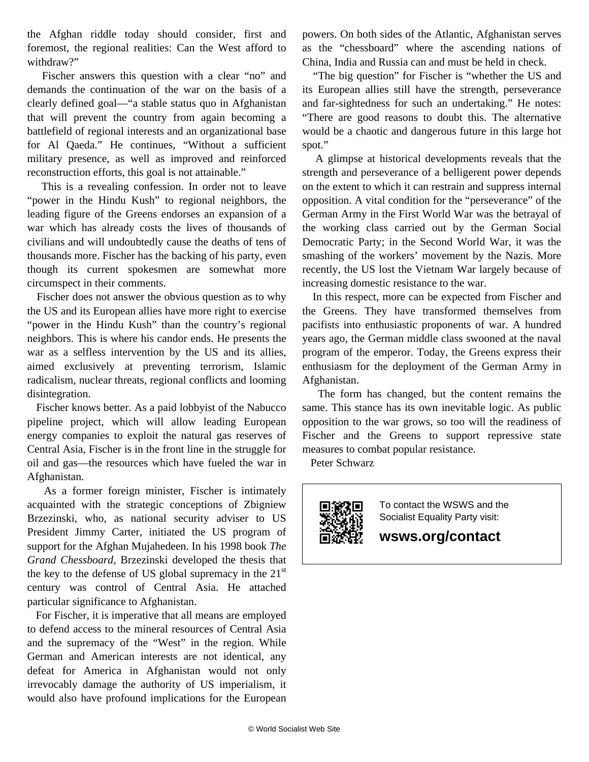the Afghan riddle today should consider, first and foremost, the regional realities: Can the West afford to withdraw?"

Fischer answers this question with a clear "no" and demands the continuation of the war on the basis of a clearly defined goal—"a stable status quo in Afghanistan that will prevent the country from again becoming a battlefield of regional interests and an organizational base for Al Qaeda." He continues, "Without a sufficient military presence, as well as improved and reinforced reconstruction efforts, this goal is not attainable."

This is a revealing confession. In order not to leave "power in the Hindu Kush" to regional neighbors, the leading figure of the Greens endorses an expansion of a war which has already costs the lives of thousands of civilians and will undoubtedly cause the deaths of tens of thousands more. Fischer has the backing of his party, even though its current spokesmen are somewhat more circumspect in their comments.

Fischer does not answer the obvious question as to why the US and its European allies have more right to exercise "power in the Hindu Kush" than the country's regional neighbors. This is where his candor ends. He presents the war as a selfless intervention by the US and its allies, aimed exclusively at preventing terrorism, Islamic radicalism, nuclear threats, regional conflicts and looming disintegration.

Fischer knows better. As a paid lobbyist of the Nabucco pipeline project, which will allow leading European energy companies to exploit the natural gas reserves of Central Asia, Fischer is in the front line in the struggle for oil and gas—the resources which have fueled the war in Afghanistan.

As a former foreign minister, Fischer is intimately acquainted with the strategic conceptions of Zbigniew Brzezinski, who, as national security adviser to US President Jimmy Carter, initiated the US program of support for the Afghan Mujahedeen. In his 1998 book *The Grand Chessboard*, Brzezinski developed the thesis that the key to the defense of US global supremacy in the 21st century was control of Central Asia. He attached particular significance to Afghanistan.

For Fischer, it is imperative that all means are employed to defend access to the mineral resources of Central Asia and the supremacy of the "West" in the region. While German and American interests are not identical, any defeat for America in Afghanistan would not only irrevocably damage the authority of US imperialism, it would also have profound implications for the European powers. On both sides of the Atlantic, Afghanistan serves as the "chessboard" where the ascending nations of China, India and Russia can and must be held in check.

"The big question" for Fischer is "whether the US and its European allies still have the strength, perseverance and far-sightedness for such an undertaking." He notes: "There are good reasons to doubt this. The alternative would be a chaotic and dangerous future in this large hot spot."

A glimpse at historical developments reveals that the strength and perseverance of a belligerent power depends on the extent to which it can restrain and suppress internal opposition. A vital condition for the "perseverance" of the German Army in the First World War was the betrayal of the working class carried out by the German Social Democratic Party; in the Second World War, it was the smashing of the workers' movement by the Nazis. More recently, the US lost the Vietnam War largely because of increasing domestic resistance to the war.

In this respect, more can be expected from Fischer and the Greens. They have transformed themselves from pacifists into enthusiastic proponents of war. A hundred years ago, the German middle class swooned at the naval program of the emperor. Today, the Greens express their enthusiasm for the deployment of the German Army in Afghanistan.

The form has changed, but the content remains the same. This stance has its own inevitable logic. As public opposition to the war grows, so too will the readiness of Fischer and the Greens to support repressive state measures to combat popular resistance.

Peter Schwarz

To contact the WSWS and the Socialist Equality Party visit:

**wsws.org/contact**